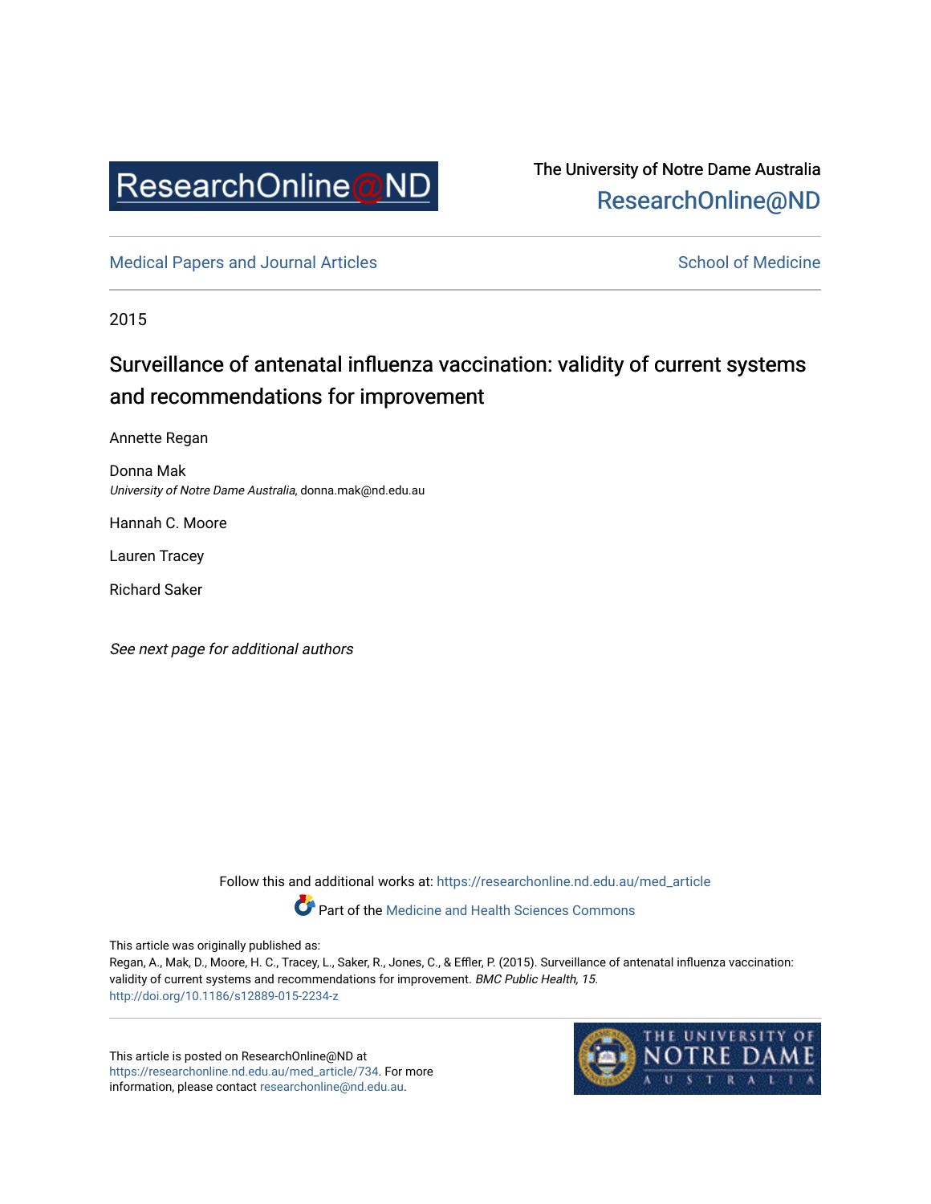The University of Notre Dame Australia
ResearchOnline@ND

Medical Papers and Journal Articles

School of Medicine

2015

# Surveillance of antenatal influenza vaccination: validity of current systems and recommendations for improvement

Annette Regan

Donna Mak
*University of Notre Dame Australia*, donna.mak@nd.edu.au

Hannah C. Moore

Lauren Tracey

Richard Saker

*See next page for additional authors*

Follow this and additional works at: https://researchonline.nd.edu.au/med_article

Part of the Medicine and Health Sciences Commons

This article was originally published as:
Regan, A., Mak, D., Moore, H. C., Tracey, L., Saker, R., Jones, C., & Effler, P. (2015). Surveillance of antenatal influenza vaccination: validity of current systems and recommendations for improvement. *BMC Public Health, 15.*
http://doi.org/10.1186/s12889-015-2234-z

This article is posted on ResearchOnline@ND at https://researchonline.nd.edu.au/med_article/734. For more information, please contact researchonline@nd.edu.au.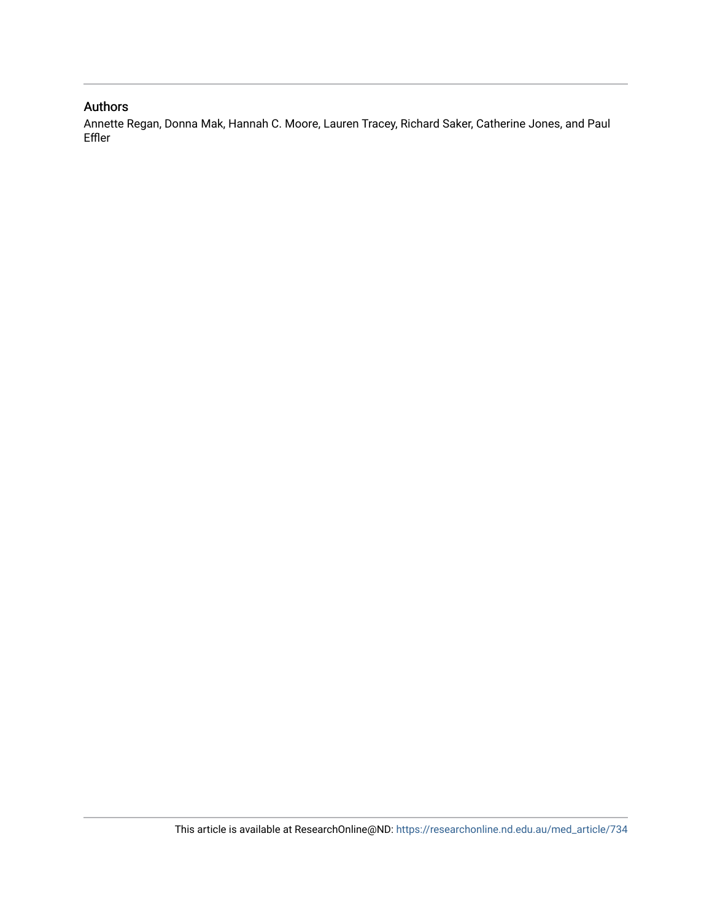## Authors

Annette Regan, Donna Mak, Hannah C. Moore, Lauren Tracey, Richard Saker, Catherine Jones, and Paul Effler

This article is available at ResearchOnline@ND: https://researchonline.nd.edu.au/med_article/734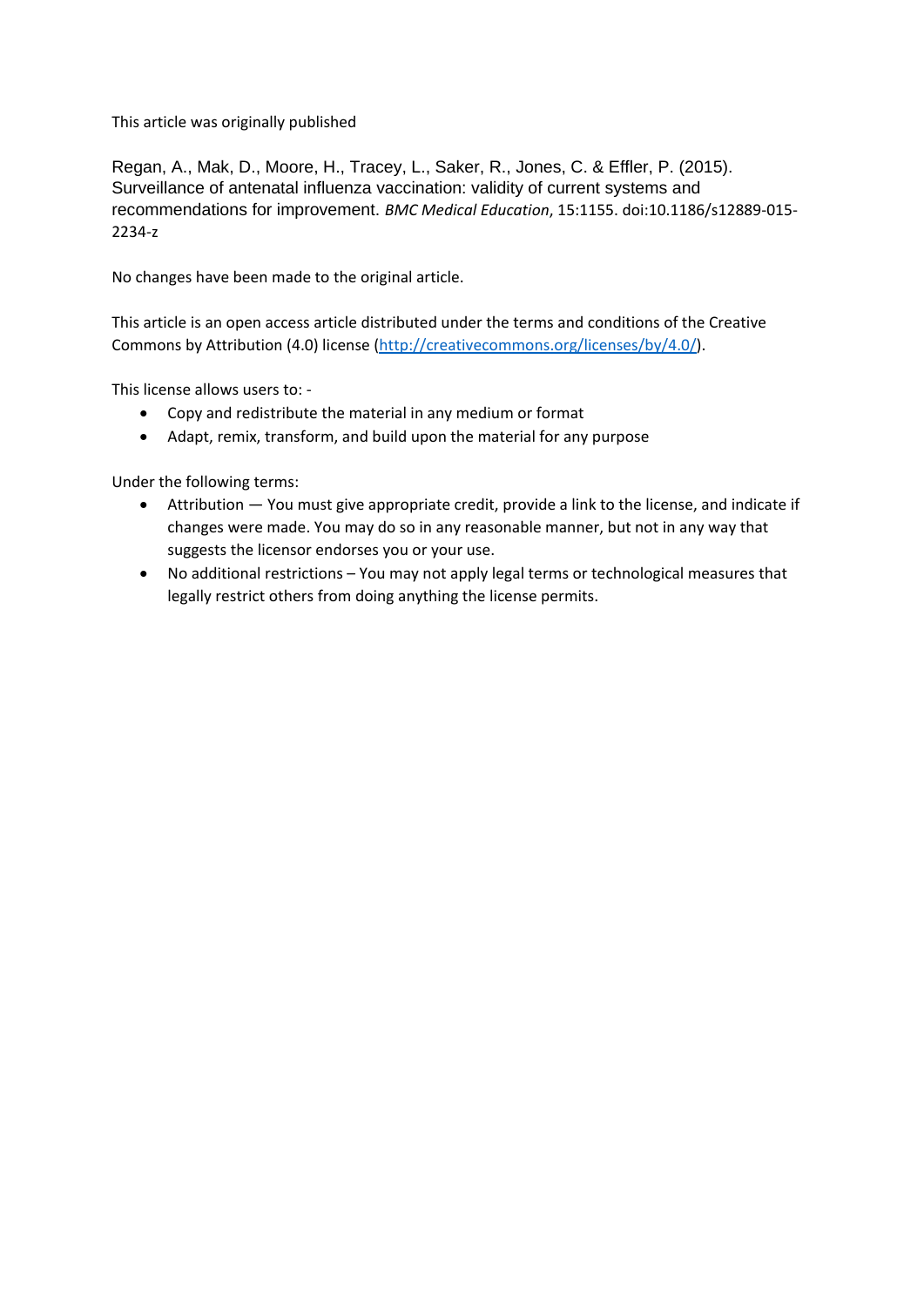This article was originally published

Regan, A., Mak, D., Moore, H., Tracey, L., Saker, R., Jones, C. & Effler, P. (2015). Surveillance of antenatal influenza vaccination: validity of current systems and recommendations for improvement. *BMC Medical Education*, 15:1155. doi:10.1186/s12889-015-2234-z

No changes have been made to the original article.

This article is an open access article distributed under the terms and conditions of the Creative Commons by Attribution (4.0) license (http://creativecommons.org/licenses/by/4.0/).

This license allows users to: -

- Copy and redistribute the material in any medium or format
- Adapt, remix, transform, and build upon the material for any purpose

Under the following terms:

- Attribution — You must give appropriate credit, provide a link to the license, and indicate if changes were made. You may do so in any reasonable manner, but not in any way that suggests the licensor endorses you or your use.
- No additional restrictions – You may not apply legal terms or technological measures that legally restrict others from doing anything the license permits.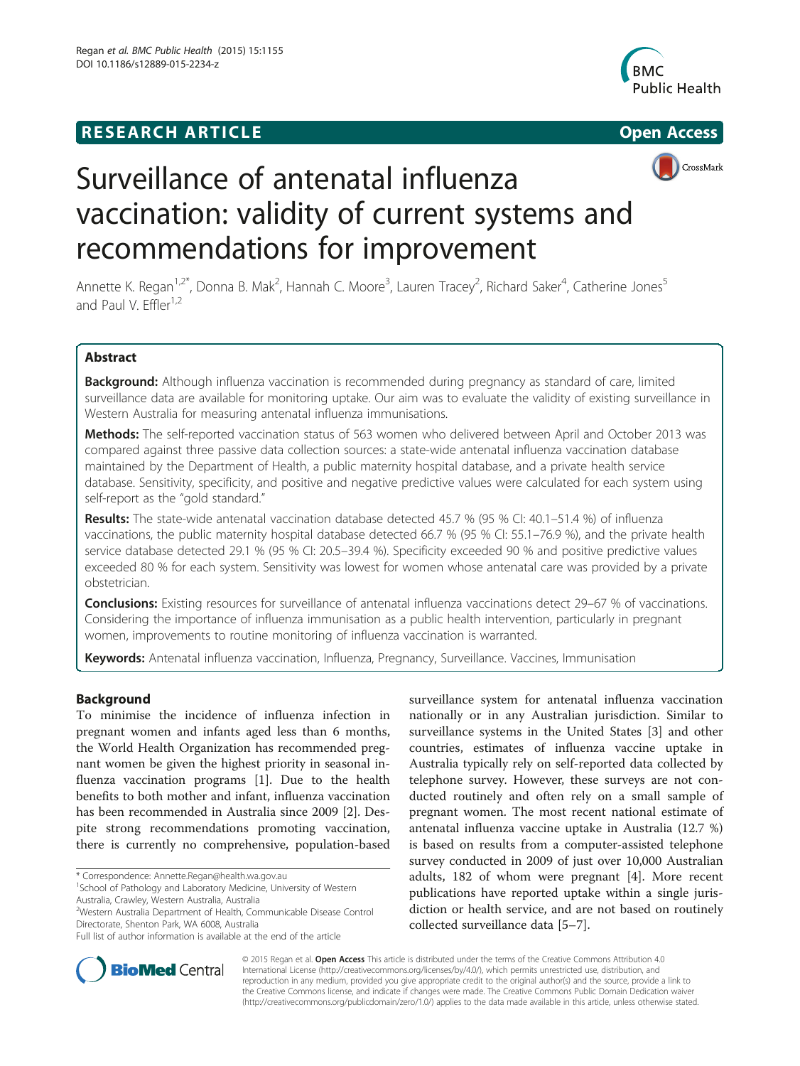# Surveillance of antenatal influenza vaccination: validity of current systems and recommendations for improvement

Annette K. Regan[1,2*], Donna B. Mak[2], Hannah C. Moore[3], Lauren Tracey[2], Richard Saker[4], Catherine Jones[5] and Paul V. Effler[1,2]

## Abstract

**Background:** Although influenza vaccination is recommended during pregnancy as standard of care, limited surveillance data are available for monitoring uptake. Our aim was to evaluate the validity of existing surveillance in Western Australia for measuring antenatal influenza immunisations.

**Methods:** The self-reported vaccination status of 563 women who delivered between April and October 2013 was compared against three passive data collection sources: a state-wide antenatal influenza vaccination database maintained by the Department of Health, a public maternity hospital database, and a private health service database. Sensitivity, specificity, and positive and negative predictive values were calculated for each system using self-report as the "gold standard."

**Results:** The state-wide antenatal vaccination database detected 45.7 % (95 % CI: 40.1–51.4 %) of influenza vaccinations, the public maternity hospital database detected 66.7 % (95 % CI: 55.1–76.9 %), and the private health service database detected 29.1 % (95 % CI: 20.5–39.4 %). Specificity exceeded 90 % and positive predictive values exceeded 80 % for each system. Sensitivity was lowest for women whose antenatal care was provided by a private obstetrician.

**Conclusions:** Existing resources for surveillance of antenatal influenza vaccinations detect 29–67 % of vaccinations. Considering the importance of influenza immunisation as a public health intervention, particularly in pregnant women, improvements to routine monitoring of influenza vaccination is warranted.

**Keywords:** Antenatal influenza vaccination, Influenza, Pregnancy, Surveillance. Vaccines, Immunisation

## Background

To minimise the incidence of influenza infection in pregnant women and infants aged less than 6 months, the World Health Organization has recommended pregnant women be given the highest priority in seasonal influenza vaccination programs [1]. Due to the health benefits to both mother and infant, influenza vaccination has been recommended in Australia since 2009 [2]. Despite strong recommendations promoting vaccination, there is currently no comprehensive, population-based surveillance system for antenatal influenza vaccination nationally or in any Australian jurisdiction. Similar to surveillance systems in the United States [3] and other countries, estimates of influenza vaccine uptake in Australia typically rely on self-reported data collected by telephone survey. However, these surveys are not conducted routinely and often rely on a small sample of pregnant women. The most recent national estimate of antenatal influenza vaccine uptake in Australia (12.7 %) is based on results from a computer-assisted telephone survey conducted in 2009 of just over 10,000 Australian adults, 182 of whom were pregnant [4]. More recent publications have reported uptake within a single jurisdiction or health service, and are not based on routinely collected surveillance data [5–7].

\* Correspondence: Annette.Regan@health.wa.gov.au
[1]School of Pathology and Laboratory Medicine, University of Western Australia, Crawley, Western Australia, Australia
[2]Western Australia Department of Health, Communicable Disease Control Directorate, Shenton Park, WA 6008, Australia
Full list of author information is available at the end of the article

© 2015 Regan et al. **Open Access** This article is distributed under the terms of the Creative Commons Attribution 4.0 International License (http://creativecommons.org/licenses/by/4.0/), which permits unrestricted use, distribution, and reproduction in any medium, provided you give appropriate credit to the original author(s) and the source, provide a link to the Creative Commons license, and indicate if changes were made. The Creative Commons Public Domain Dedication waiver (http://creativecommons.org/publicdomain/zero/1.0/) applies to the data made available in this article, unless otherwise stated.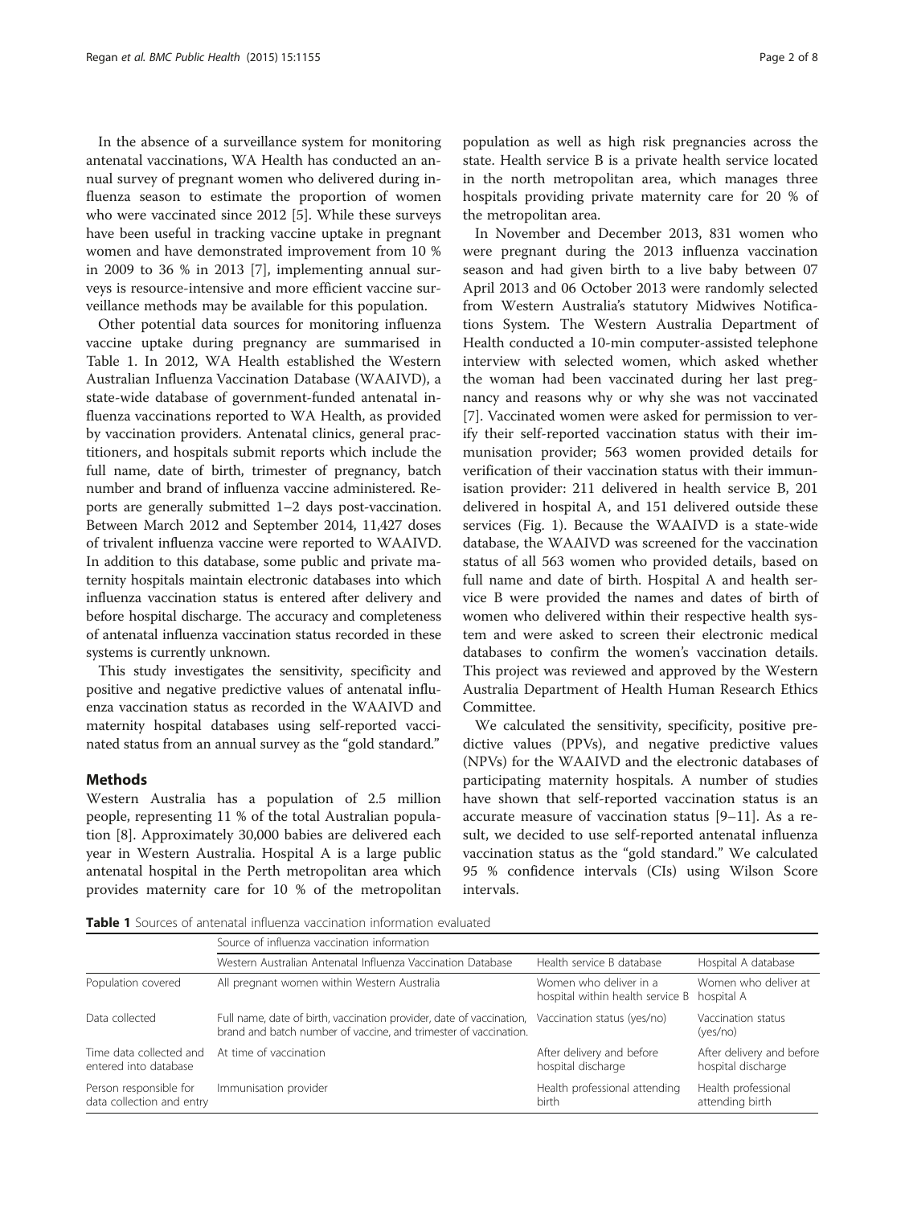In the absence of a surveillance system for monitoring antenatal vaccinations, WA Health has conducted an annual survey of pregnant women who delivered during influenza season to estimate the proportion of women who were vaccinated since 2012 [5]. While these surveys have been useful in tracking vaccine uptake in pregnant women and have demonstrated improvement from 10 % in 2009 to 36 % in 2013 [7], implementing annual surveys is resource-intensive and more efficient vaccine surveillance methods may be available for this population.

Other potential data sources for monitoring influenza vaccine uptake during pregnancy are summarised in Table 1. In 2012, WA Health established the Western Australian Influenza Vaccination Database (WAAIVD), a state-wide database of government-funded antenatal influenza vaccinations reported to WA Health, as provided by vaccination providers. Antenatal clinics, general practitioners, and hospitals submit reports which include the full name, date of birth, trimester of pregnancy, batch number and brand of influenza vaccine administered. Reports are generally submitted 1–2 days post-vaccination. Between March 2012 and September 2014, 11,427 doses of trivalent influenza vaccine were reported to WAAIVD. In addition to this database, some public and private maternity hospitals maintain electronic databases into which influenza vaccination status is entered after delivery and before hospital discharge. The accuracy and completeness of antenatal influenza vaccination status recorded in these systems is currently unknown.

This study investigates the sensitivity, specificity and positive and negative predictive values of antenatal influenza vaccination status as recorded in the WAAIVD and maternity hospital databases using self-reported vaccinated status from an annual survey as the "gold standard."

## Methods

Western Australia has a population of 2.5 million people, representing 11 % of the total Australian population [8]. Approximately 30,000 babies are delivered each year in Western Australia. Hospital A is a large public antenatal hospital in the Perth metropolitan area which provides maternity care for 10 % of the metropolitan population as well as high risk pregnancies across the state. Health service B is a private health service located in the north metropolitan area, which manages three hospitals providing private maternity care for 20 % of the metropolitan area.

In November and December 2013, 831 women who were pregnant during the 2013 influenza vaccination season and had given birth to a live baby between 07 April 2013 and 06 October 2013 were randomly selected from Western Australia's statutory Midwives Notifications System. The Western Australia Department of Health conducted a 10-min computer-assisted telephone interview with selected women, which asked whether the woman had been vaccinated during her last pregnancy and reasons why or why she was not vaccinated [7]. Vaccinated women were asked for permission to verify their self-reported vaccination status with their immunisation provider; 563 women provided details for verification of their vaccination status with their immunisation provider: 211 delivered in health service B, 201 delivered in hospital A, and 151 delivered outside these services (Fig. 1). Because the WAAIVD is a state-wide database, the WAAIVD was screened for the vaccination status of all 563 women who provided details, based on full name and date of birth. Hospital A and health service B were provided the names and dates of birth of women who delivered within their respective health system and were asked to screen their electronic medical databases to confirm the women's vaccination details. This project was reviewed and approved by the Western Australia Department of Health Human Research Ethics Committee.

We calculated the sensitivity, specificity, positive predictive values (PPVs), and negative predictive values (NPVs) for the WAAIVD and the electronic databases of participating maternity hospitals. A number of studies have shown that self-reported vaccination status is an accurate measure of vaccination status [9–11]. As a result, we decided to use self-reported antenatal influenza vaccination status as the "gold standard." We calculated 95 % confidence intervals (CIs) using Wilson Score intervals.

**Table 1** Sources of antenatal influenza vaccination information evaluated

| | Source of influenza vaccination information | | |
|---|---|---|---|
| | Western Australian Antenatal Influenza Vaccination Database | Health service B database | Hospital A database |
| Population covered | All pregnant women within Western Australia | Women who deliver in a hospital within health service B | Women who deliver at hospital A |
| Data collected | Full name, date of birth, vaccination provider, date of vaccination, brand and batch number of vaccine, and trimester of vaccination. | Vaccination status (yes/no) | Vaccination status (yes/no) |
| Time data collected and entered into database | At time of vaccination | After delivery and before hospital discharge | After delivery and before hospital discharge |
| Person responsible for data collection and entry | Immunisation provider | Health professional attending birth | Health professional attending birth |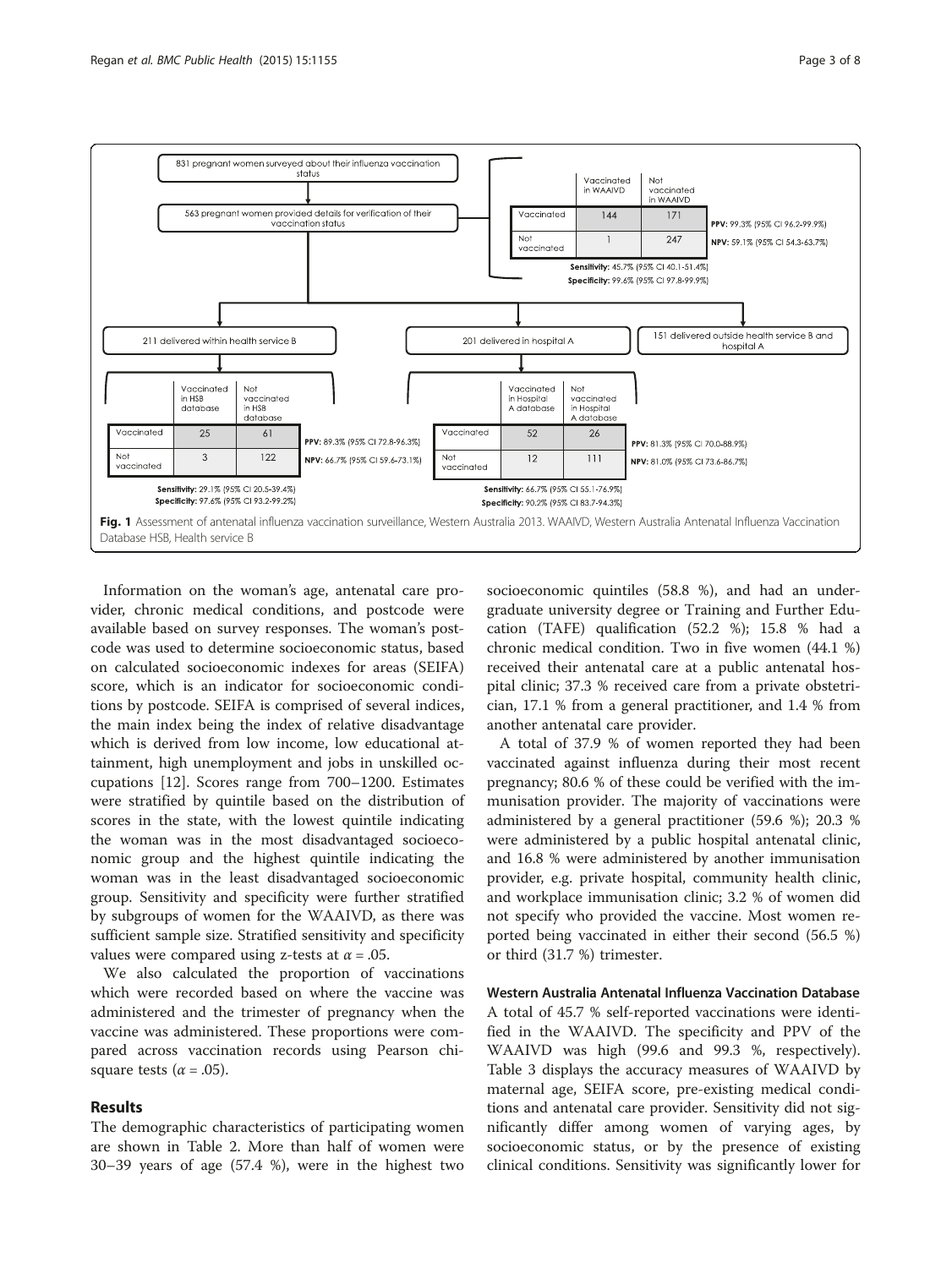831 pregnant women surveyed about their influenza vaccination status

563 pregnant women provided details for verification of their vaccination status

| | Vaccinated in WAAIVD | Not vaccinated in WAAIVD |
|---|---|---|
| Vaccinated | 144 | 171 |
| Not vaccinated | 1 | 247 |

PPV: 99.3% (95% CI 96.2-99.9%)
NPV: 59.1% (95% CI 54.3-63.7%)
Sensitivity: 45.7% (95% CI 40.1-51.4%)
Specificity: 99.6% (95% CI 97.8-99.9%)

211 delivered within health service B

| | Vaccinated in HSB database | Not vaccinated in HSB database |
|---|---|---|
| Vaccinated | 25 | 61 |
| Not vaccinated | 3 | 122 |

PPV: 89.3% (95% CI 72.8-96.3%)
NPV: 66.7% (95% CI 59.6-73.1%)
Sensitivity: 29.1% (95% CI 20.5-39.4%)
Specificity: 97.6% (95% CI 93.2-99.2%)

201 delivered in hospital A

| | Vaccinated in Hospital A database | Not vaccinated in Hospital A database |
|---|---|---|
| Vaccinated | 52 | 26 |
| Not vaccinated | 12 | 111 |

PPV: 81.3% (95% CI 70.0-88.9%)
NPV: 81.0% (95% CI 73.6-86.7%)
Sensitivity: 66.7% (95% CI 55.1-76.9%)
Specificity: 90.2% (95% CI 83.7-94.3%)

151 delivered outside health service B and hospital A

**Fig. 1** Assessment of antenatal influenza vaccination surveillance, Western Australia 2013. WAAIVD, Western Australia Antenatal Influenza Vaccination Database HSB, Health service B

Information on the woman's age, antenatal care provider, chronic medical conditions, and postcode were available based on survey responses. The woman's postcode was used to determine socioeconomic status, based on calculated socioeconomic indexes for areas (SEIFA) score, which is an indicator for socioeconomic conditions by postcode. SEIFA is comprised of several indices, the main index being the index of relative disadvantage which is derived from low income, low educational attainment, high unemployment and jobs in unskilled occupations [12]. Scores range from 700–1200. Estimates were stratified by quintile based on the distribution of scores in the state, with the lowest quintile indicating the woman was in the most disadvantaged socioeconomic group and the highest quintile indicating the woman was in the least disadvantaged socioeconomic group. Sensitivity and specificity were further stratified by subgroups of women for the WAAIVD, as there was sufficient sample size. Stratified sensitivity and specificity values were compared using z-tests at $\alpha = .05$.

We also calculated the proportion of vaccinations which were recorded based on where the vaccine was administered and the trimester of pregnancy when the vaccine was administered. These proportions were compared across vaccination records using Pearson chi-square tests ($\alpha = .05$).

## Results

The demographic characteristics of participating women are shown in Table 2. More than half of women were 30–39 years of age (57.4 %), were in the highest two socioeconomic quintiles (58.8 %), and had an undergraduate university degree or Training and Further Education (TAFE) qualification (52.2 %); 15.8 % had a chronic medical condition. Two in five women (44.1 %) received their antenatal care at a public antenatal hospital clinic; 37.3 % received care from a private obstetrician, 17.1 % from a general practitioner, and 1.4 % from another antenatal care provider.

A total of 37.9 % of women reported they had been vaccinated against influenza during their most recent pregnancy; 80.6 % of these could be verified with the immunisation provider. The majority of vaccinations were administered by a general practitioner (59.6 %); 20.3 % were administered by a public hospital antenatal clinic, and 16.8 % were administered by another immunisation provider, e.g. private hospital, community health clinic, and workplace immunisation clinic; 3.2 % of women did not specify who provided the vaccine. Most women reported being vaccinated in either their second (56.5 %) or third (31.7 %) trimester.

### Western Australia Antenatal Influenza Vaccination Database

A total of 45.7 % self-reported vaccinations were identified in the WAAIVD. The specificity and PPV of the WAAIVD was high (99.6 and 99.3 %, respectively). Table 3 displays the accuracy measures of WAAIVD by maternal age, SEIFA score, pre-existing medical conditions and antenatal care provider. Sensitivity did not significantly differ among women of varying ages, by socioeconomic status, or by the presence of existing clinical conditions. Sensitivity was significantly lower for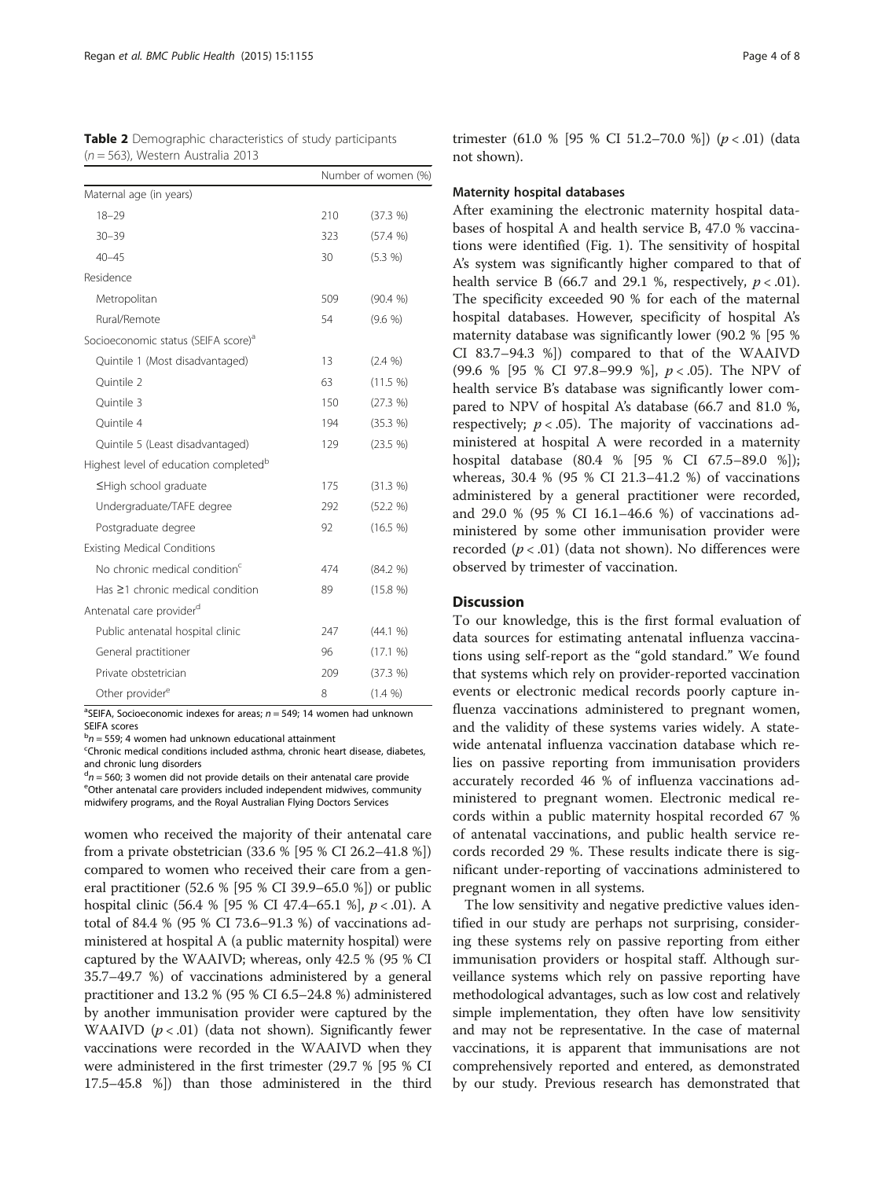**Table 2** Demographic characteristics of study participants ($n = 563$), Western Australia 2013

| | Number of women (%) | |
|---|---|---|
| Maternal age (in years) | | |
| 18–29 | 210 | (37.3 %) |
| 30–39 | 323 | (57.4 %) |
| 40–45 | 30 | (5.3 %) |
| Residence | | |
| Metropolitan | 509 | (90.4 %) |
| Rural/Remote | 54 | (9.6 %) |
| Socioeconomic status (SEIFA score)[a] | | |
| Quintile 1 (Most disadvantaged) | 13 | (2.4 %) |
| Quintile 2 | 63 | (11.5 %) |
| Quintile 3 | 150 | (27.3 %) |
| Quintile 4 | 194 | (35.3 %) |
| Quintile 5 (Least disadvantaged) | 129 | (23.5 %) |
| Highest level of education completed[b] | | |
| ≤High school graduate | 175 | (31.3 %) |
| Undergraduate/TAFE degree | 292 | (52.2 %) |
| Postgraduate degree | 92 | (16.5 %) |
| Existing Medical Conditions | | |
| No chronic medical condition[c] | 474 | (84.2 %) |
| Has ≥1 chronic medical condition | 89 | (15.8 %) |
| Antenatal care provider[d] | | |
| Public antenatal hospital clinic | 247 | (44.1 %) |
| General practitioner | 96 | (17.1 %) |
| Private obstetrician | 209 | (37.3 %) |
| Other provider[e] | 8 | (1.4 %) |

[a]SEIFA, Socioeconomic indexes for areas; $n = 549$; 14 women had unknown SEIFA scores
[b]$n = 559$; 4 women had unknown educational attainment
[c]Chronic medical conditions included asthma, chronic heart disease, diabetes, and chronic lung disorders
[d]$n = 560$; 3 women did not provide details on their antenatal care provide
[e]Other antenatal care providers included independent midwives, community midwifery programs, and the Royal Australian Flying Doctors Services

women who received the majority of their antenatal care from a private obstetrician (33.6 % [95 % CI 26.2–41.8 %]) compared to women who received their care from a general practitioner (52.6 % [95 % CI 39.9–65.0 %]) or public hospital clinic (56.4 % [95 % CI 47.4–65.1 %], $p < .01$). A total of 84.4 % (95 % CI 73.6–91.3 %) of vaccinations administered at hospital A (a public maternity hospital) were captured by the WAAIVD; whereas, only 42.5 % (95 % CI 35.7–49.7 %) of vaccinations administered by a general practitioner and 13.2 % (95 % CI 6.5–24.8 %) administered by another immunisation provider were captured by the WAAIVD ($p < .01$) (data not shown). Significantly fewer vaccinations were recorded in the WAAIVD when they were administered in the first trimester (29.7 % [95 % CI 17.5–45.8 %]) than those administered in the third trimester (61.0 % [95 % CI 51.2–70.0 %]) ($p < .01$) (data not shown).

### Maternity hospital databases

After examining the electronic maternity hospital databases of hospital A and health service B, 47.0 % vaccinations were identified (Fig. 1). The sensitivity of hospital A's system was significantly higher compared to that of health service B (66.7 and 29.1 %, respectively, $p < .01$). The specificity exceeded 90 % for each of the maternal hospital databases. However, specificity of hospital A's maternity database was significantly lower (90.2 % [95 % CI 83.7–94.3 %]) compared to that of the WAAIVD (99.6 % [95 % CI 97.8–99.9 %], $p < .05$). The NPV of health service B's database was significantly lower compared to NPV of hospital A's database (66.7 and 81.0 %, respectively; $p < .05$). The majority of vaccinations administered at hospital A were recorded in a maternity hospital database (80.4 % [95 % CI 67.5–89.0 %]); whereas, 30.4 % (95 % CI 21.3–41.2 %) of vaccinations administered by a general practitioner were recorded, and 29.0 % (95 % CI 16.1–46.6 %) of vaccinations administered by some other immunisation provider were recorded ($p < .01$) (data not shown). No differences were observed by trimester of vaccination.

## Discussion

To our knowledge, this is the first formal evaluation of data sources for estimating antenatal influenza vaccinations using self-report as the "gold standard." We found that systems which rely on provider-reported vaccination events or electronic medical records poorly capture influenza vaccinations administered to pregnant women, and the validity of these systems varies widely. A statewide antenatal influenza vaccination database which relies on passive reporting from immunisation providers accurately recorded 46 % of influenza vaccinations administered to pregnant women. Electronic medical records within a public maternity hospital recorded 67 % of antenatal vaccinations, and public health service records recorded 29 %. These results indicate there is significant under-reporting of vaccinations administered to pregnant women in all systems.

The low sensitivity and negative predictive values identified in our study are perhaps not surprising, considering these systems rely on passive reporting from either immunisation providers or hospital staff. Although surveillance systems which rely on passive reporting have methodological advantages, such as low cost and relatively simple implementation, they often have low sensitivity and may not be representative. In the case of maternal vaccinations, it is apparent that immunisations are not comprehensively reported and entered, as demonstrated by our study. Previous research has demonstrated that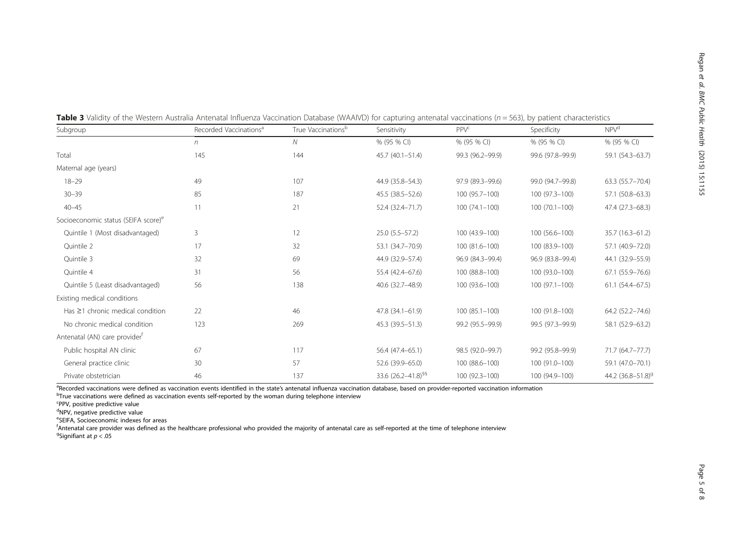**Table 3** Validity of the Western Australia Antenatal Influenza Vaccination Database (WAAIVD) for capturing antenatal vaccinations ($n = 563$), by patient characteristics

| Subgroup | Recorded Vaccinations[a] | True Vaccinations[b] | Sensitivity | PPV[c] | Specificity | NPV[d] |
|---|---|---|---|---|---|---|
| | *n* | *N* | % (95 % CI) | % (95 % CI) | % (95 % CI) | % (95 % CI) |
| Total | 145 | 144 | 45.7 (40.1–51.4) | 99.3 (96.2–99.9) | 99.6 (97.8–99.9) | 59.1 (54.3–63.7) |
| Maternal age (years) | | | | | | |
| 18–29 | 49 | 107 | 44.9 (35.8–54.3) | 97.9 (89.3–99.6) | 99.0 (94.7–99.8) | 63.3 (55.7–70.4) |
| 30–39 | 85 | 187 | 45.5 (38.5–52.6) | 100 (95.7–100) | 100 (97.3–100) | 57.1 (50.8–63.3) |
| 40–45 | 11 | 21 | 52.4 (32.4–71.7) | 100 (74.1–100) | 100 (70.1–100) | 47.4 (27.3–68.3) |
| Socioeconomic status (SEIFA score)[e] | | | | | | |
| Quintile 1 (Most disadvantaged) | 3 | 12 | 25.0 (5.5–57.2) | 100 (43.9–100) | 100 (56.6–100) | 35.7 (16.3–61.2) |
| Quintile 2 | 17 | 32 | 53.1 (34.7–70.9) | 100 (81.6–100) | 100 (83.9–100) | 57.1 (40.9–72.0) |
| Quintile 3 | 32 | 69 | 44.9 (32.9–57.4) | 96.9 (84.3–99.4) | 96.9 (83.8–99.4) | 44.1 (32.9–55.9) |
| Quintile 4 | 31 | 56 | 55.4 (42.4–67.6) | 100 (88.8–100) | 100 (93.0–100) | 67.1 (55.9–76.6) |
| Quintile 5 (Least disadvantaged) | 56 | 138 | 40.6 (32.7–48.9) | 100 (93.6–100) | 100 (97.1–100) | 61.1 (54.4–67.5) |
| Existing medical conditions | | | | | | |
| Has ≥1 chronic medical condition | 22 | 46 | 47.8 (34.1–61.9) | 100 (85.1–100) | 100 (91.8–100) | 64.2 (52.2–74.6) |
| No chronic medical condition | 123 | 269 | 45.3 (39.5–51.3) | 99.2 (95.5–99.9) | 99.5 (97.3–99.9) | 58.1 (52.9–63.2) |
| Antenatal (AN) care provider[f] | | | | | | |
| Public hospital AN clinic | 67 | 117 | 56.4 (47.4–65.1) | 98.5 (92.0–99.7) | 99.2 (95.8–99.9) | 71.7 (64.7–77.7) |
| General practice clinic | 30 | 57 | 52.6 (39.9–65.0) | 100 (88.6–100) | 100 (91.0–100) | 59.1 (47.0–70.1) |
| Private obstetrician | 46 | 137 | 33.6 (26.2–41.8)[§§] | 100 (92.3–100) | 100 (94.9–100) | 44.2 (36.8–51.8)[g] |

[a]Recorded vaccinations were defined as vaccination events identified in the state's antenatal influenza vaccination database, based on provider-reported vaccination information
[b]True vaccinations were defined as vaccination events self-reported by the woman during telephone interview
[c]PPV, positive predictive value
[d]NPV, negative predictive value
[e]SEIFA, Socioeconomic indexes for areas
[f]Antenatal care provider was defined as the healthcare professional who provided the majority of antenatal care as self-reported at the time of telephone interview
[g]Signifiant at $p < .05$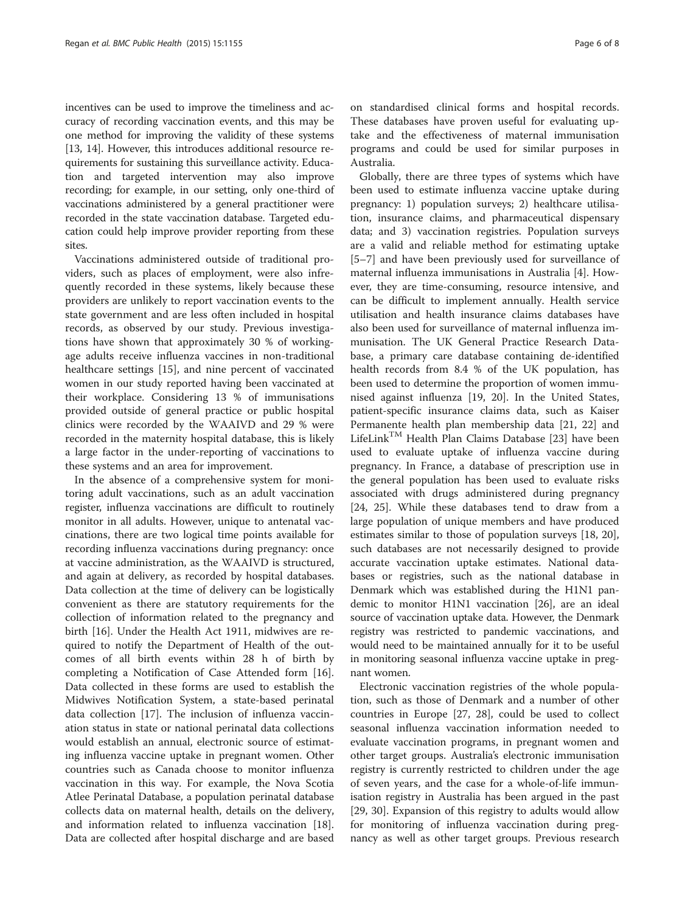incentives can be used to improve the timeliness and accuracy of recording vaccination events, and this may be one method for improving the validity of these systems [13, 14]. However, this introduces additional resource requirements for sustaining this surveillance activity. Education and targeted intervention may also improve recording; for example, in our setting, only one-third of vaccinations administered by a general practitioner were recorded in the state vaccination database. Targeted education could help improve provider reporting from these sites.

Vaccinations administered outside of traditional providers, such as places of employment, were also infrequently recorded in these systems, likely because these providers are unlikely to report vaccination events to the state government and are less often included in hospital records, as observed by our study. Previous investigations have shown that approximately 30 % of working-age adults receive influenza vaccines in non-traditional healthcare settings [15], and nine percent of vaccinated women in our study reported having been vaccinated at their workplace. Considering 13 % of immunisations provided outside of general practice or public hospital clinics were recorded by the WAAIVD and 29 % were recorded in the maternity hospital database, this is likely a large factor in the under-reporting of vaccinations to these systems and an area for improvement.

In the absence of a comprehensive system for monitoring adult vaccinations, such as an adult vaccination register, influenza vaccinations are difficult to routinely monitor in all adults. However, unique to antenatal vaccinations, there are two logical time points available for recording influenza vaccinations during pregnancy: once at vaccine administration, as the WAAIVD is structured, and again at delivery, as recorded by hospital databases. Data collection at the time of delivery can be logistically convenient as there are statutory requirements for the collection of information related to the pregnancy and birth [16]. Under the Health Act 1911, midwives are required to notify the Department of Health of the outcomes of all birth events within 28 h of birth by completing a Notification of Case Attended form [16]. Data collected in these forms are used to establish the Midwives Notification System, a state-based perinatal data collection [17]. The inclusion of influenza vaccination status in state or national perinatal data collections would establish an annual, electronic source of estimating influenza vaccine uptake in pregnant women. Other countries such as Canada choose to monitor influenza vaccination in this way. For example, the Nova Scotia Atlee Perinatal Database, a population perinatal database collects data on maternal health, details on the delivery, and information related to influenza vaccination [18]. Data are collected after hospital discharge and are based on standardised clinical forms and hospital records. These databases have proven useful for evaluating uptake and the effectiveness of maternal immunisation programs and could be used for similar purposes in Australia.

Globally, there are three types of systems which have been used to estimate influenza vaccine uptake during pregnancy: 1) population surveys; 2) healthcare utilisation, insurance claims, and pharmaceutical dispensary data; and 3) vaccination registries. Population surveys are a valid and reliable method for estimating uptake [5–7] and have been previously used for surveillance of maternal influenza immunisations in Australia [4]. However, they are time-consuming, resource intensive, and can be difficult to implement annually. Health service utilisation and health insurance claims databases have also been used for surveillance of maternal influenza immunisation. The UK General Practice Research Database, a primary care database containing de-identified health records from 8.4 % of the UK population, has been used to determine the proportion of women immunised against influenza [19, 20]. In the United States, patient-specific insurance claims data, such as Kaiser Permanente health plan membership data [21, 22] and LifeLink™ Health Plan Claims Database [23] have been used to evaluate uptake of influenza vaccine during pregnancy. In France, a database of prescription use in the general population has been used to evaluate risks associated with drugs administered during pregnancy [24, 25]. While these databases tend to draw from a large population of unique members and have produced estimates similar to those of population surveys [18, 20], such databases are not necessarily designed to provide accurate vaccination uptake estimates. National databases or registries, such as the national database in Denmark which was established during the H1N1 pandemic to monitor H1N1 vaccination [26], are an ideal source of vaccination uptake data. However, the Denmark registry was restricted to pandemic vaccinations, and would need to be maintained annually for it to be useful in monitoring seasonal influenza vaccine uptake in pregnant women.

Electronic vaccination registries of the whole population, such as those of Denmark and a number of other countries in Europe [27, 28], could be used to collect seasonal influenza vaccination information needed to evaluate vaccination programs, in pregnant women and other target groups. Australia's electronic immunisation registry is currently restricted to children under the age of seven years, and the case for a whole-of-life immunisation registry in Australia has been argued in the past [29, 30]. Expansion of this registry to adults would allow for monitoring of influenza vaccination during pregnancy as well as other target groups. Previous research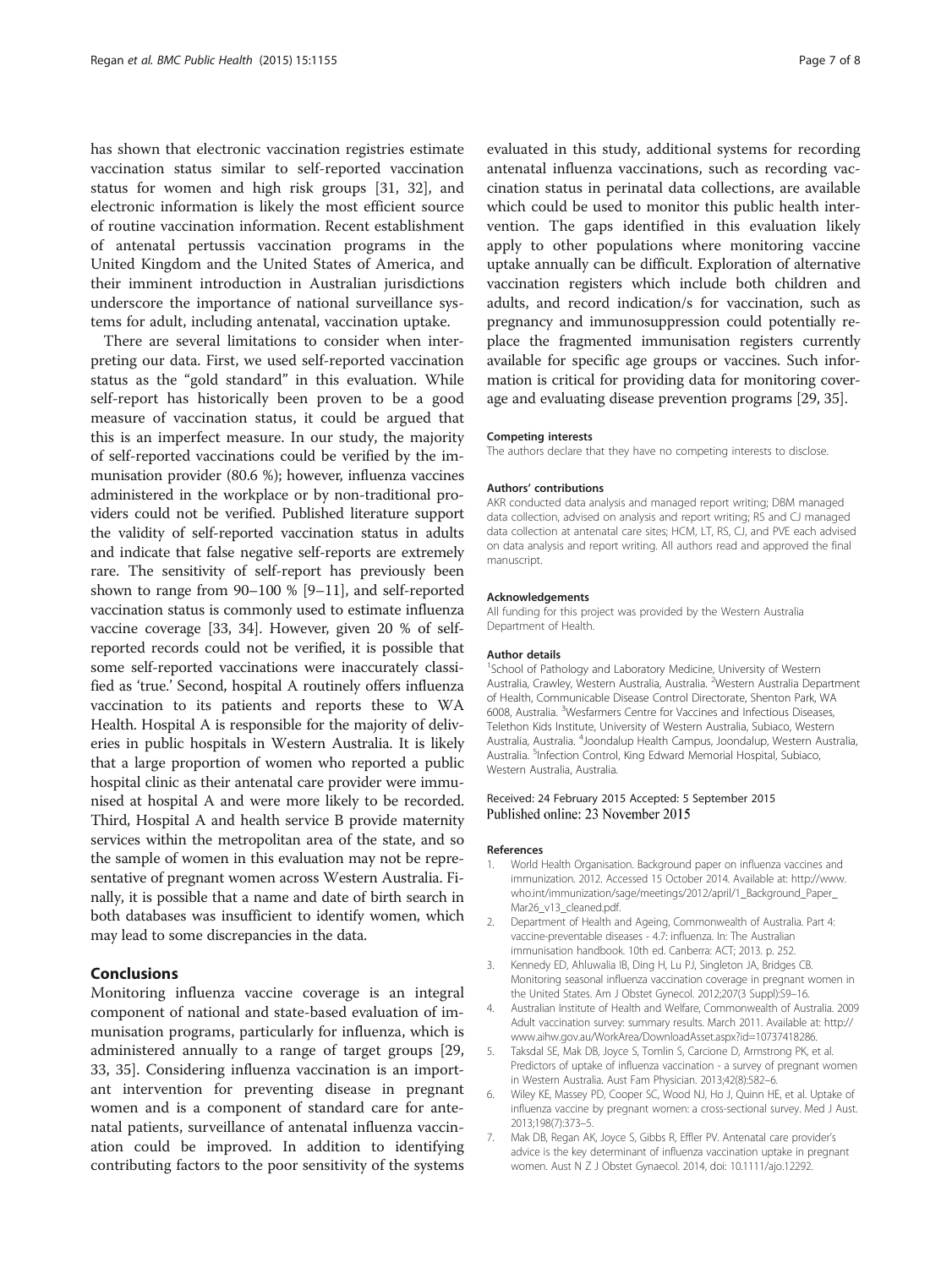has shown that electronic vaccination registries estimate vaccination status similar to self-reported vaccination status for women and high risk groups [31, 32], and electronic information is likely the most efficient source of routine vaccination information. Recent establishment of antenatal pertussis vaccination programs in the United Kingdom and the United States of America, and their imminent introduction in Australian jurisdictions underscore the importance of national surveillance systems for adult, including antenatal, vaccination uptake.

There are several limitations to consider when interpreting our data. First, we used self-reported vaccination status as the "gold standard" in this evaluation. While self-report has historically been proven to be a good measure of vaccination status, it could be argued that this is an imperfect measure. In our study, the majority of self-reported vaccinations could be verified by the immunisation provider (80.6 %); however, influenza vaccines administered in the workplace or by non-traditional providers could not be verified. Published literature support the validity of self-reported vaccination status in adults and indicate that false negative self-reports are extremely rare. The sensitivity of self-report has previously been shown to range from 90–100 % [9–11], and self-reported vaccination status is commonly used to estimate influenza vaccine coverage [33, 34]. However, given 20 % of self-reported records could not be verified, it is possible that some self-reported vaccinations were inaccurately classified as 'true.' Second, hospital A routinely offers influenza vaccination to its patients and reports these to WA Health. Hospital A is responsible for the majority of deliveries in public hospitals in Western Australia. It is likely that a large proportion of women who reported a public hospital clinic as their antenatal care provider were immunised at hospital A and were more likely to be recorded. Third, Hospital A and health service B provide maternity services within the metropolitan area of the state, and so the sample of women in this evaluation may not be representative of pregnant women across Western Australia. Finally, it is possible that a name and date of birth search in both databases was insufficient to identify women, which may lead to some discrepancies in the data.

## Conclusions

Monitoring influenza vaccine coverage is an integral component of national and state-based evaluation of immunisation programs, particularly for influenza, which is administered annually to a range of target groups [29, 33, 35]. Considering influenza vaccination is an important intervention for preventing disease in pregnant women and is a component of standard care for antenatal patients, surveillance of antenatal influenza vaccination could be improved. In addition to identifying contributing factors to the poor sensitivity of the systems evaluated in this study, additional systems for recording antenatal influenza vaccinations, such as recording vaccination status in perinatal data collections, are available which could be used to monitor this public health intervention. The gaps identified in this evaluation likely apply to other populations where monitoring vaccine uptake annually can be difficult. Exploration of alternative vaccination registers which include both children and adults, and record indication/s for vaccination, such as pregnancy and immunosuppression could potentially replace the fragmented immunisation registers currently available for specific age groups or vaccines. Such information is critical for providing data for monitoring coverage and evaluating disease prevention programs [29, 35].

#### Competing interests

The authors declare that they have no competing interests to disclose.

#### Authors' contributions

AKR conducted data analysis and managed report writing; DBM managed data collection, advised on analysis and report writing; RS and CJ managed data collection at antenatal care sites; HCM, LT, RS, CJ, and PVE each advised on data analysis and report writing. All authors read and approved the final manuscript.

#### Acknowledgements

All funding for this project was provided by the Western Australia Department of Health.

#### Author details

[1]School of Pathology and Laboratory Medicine, University of Western Australia, Crawley, Western Australia, Australia. [2]Western Australia Department of Health, Communicable Disease Control Directorate, Shenton Park, WA 6008, Australia. [3]Wesfarmers Centre for Vaccines and Infectious Diseases, Telethon Kids Institute, University of Western Australia, Subiaco, Western Australia, Australia. [4]Joondalup Health Campus, Joondalup, Western Australia, Australia. [5]Infection Control, King Edward Memorial Hospital, Subiaco, Western Australia, Australia.

Received: 24 February 2015 Accepted: 5 September 2015
Published online: 23 November 2015

#### References

1. World Health Organisation. Background paper on influenza vaccines and immunization. 2012. Accessed 15 October 2014. Available at: http://www.who.int/immunization/sage/meetings/2012/april/1_Background_Paper_Mar26_v13_cleaned.pdf.
2. Department of Health and Ageing, Commonwealth of Australia. Part 4: vaccine-preventable diseases - 4.7: influenza. In: The Australian immunisation handbook. 10th ed. Canberra: ACT; 2013. p. 252.
3. Kennedy ED, Ahluwalia IB, Ding H, Lu PJ, Singleton JA, Bridges CB. Monitoring seasonal influenza vaccination coverage in pregnant women in the United States. Am J Obstet Gynecol. 2012;207(3 Suppl):S9–16.
4. Australian Institute of Health and Welfare, Commonwealth of Australia. 2009 Adult vaccination survey: summary results. March 2011. Available at: http://www.aihw.gov.au/WorkArea/DownloadAsset.aspx?id=10737418286.
5. Taksdal SE, Mak DB, Joyce S, Tomlin S, Carcione D, Armstrong PK, et al. Predictors of uptake of influenza vaccination - a survey of pregnant women in Western Australia. Aust Fam Physician. 2013;42(8):582–6.
6. Wiley KE, Massey PD, Cooper SC, Wood NJ, Ho J, Quinn HE, et al. Uptake of influenza vaccine by pregnant women: a cross-sectional survey. Med J Aust. 2013;198(7):373–5.
7. Mak DB, Regan AK, Joyce S, Gibbs R, Effler PV. Antenatal care provider's advice is the key determinant of influenza vaccination uptake in pregnant women. Aust N Z J Obstet Gynaecol. 2014, doi: 10.1111/ajo.12292.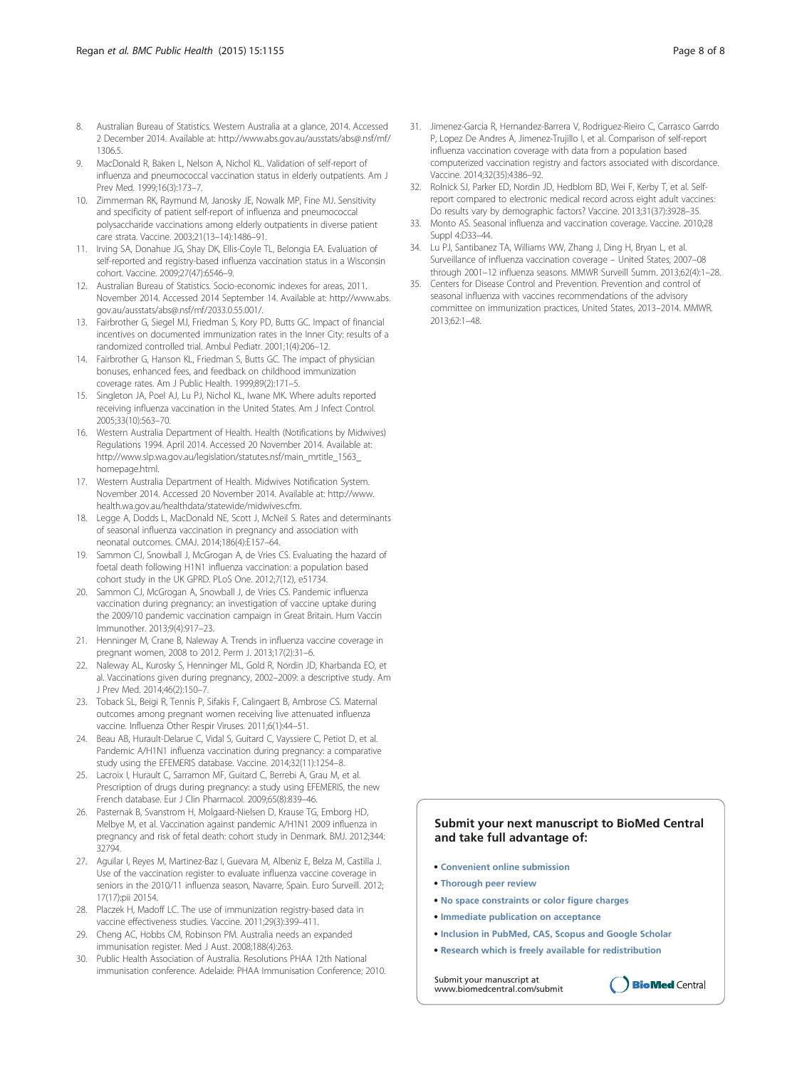8. Australian Bureau of Statistics. Western Australia at a glance, 2014. Accessed 2 December 2014. Available at: http://www.abs.gov.au/ausstats/abs@.nsf/mf/1306.5.
9. MacDonald R, Baken L, Nelson A, Nichol KL. Validation of self-report of influenza and pneumococcal vaccination status in elderly outpatients. Am J Prev Med. 1999;16(3):173–7.
10. Zimmerman RK, Raymund M, Janosky JE, Nowalk MP, Fine MJ. Sensitivity and specificity of patient self-report of influenza and pneumococcal polysaccharide vaccinations among elderly outpatients in diverse patient care strata. Vaccine. 2003;21(13–14):1486–91.
11. Irving SA, Donahue JG, Shay DK, Ellis-Coyle TL, Belongia EA. Evaluation of self-reported and registry-based influenza vaccination status in a Wisconsin cohort. Vaccine. 2009;27(47):6546–9.
12. Australian Bureau of Statistics. Socio-economic indexes for areas, 2011. November 2014. Accessed 2014 September 14. Available at: http://www.abs.gov.au/ausstats/abs@.nsf/mf/2033.0.55.001/.
13. Fairbrother G, Siegel MJ, Friedman S, Kory PD, Butts GC. Impact of financial incentives on documented immunization rates in the Inner City: results of a randomized controlled trial. Ambul Pediatr. 2001;1(4):206–12.
14. Fairbrother G, Hanson KL, Friedman S, Butts GC. The impact of physician bonuses, enhanced fees, and feedback on childhood immunization coverage rates. Am J Public Health. 1999;89(2):171–5.
15. Singleton JA, Poel AJ, Lu PJ, Nichol KL, Iwane MK. Where adults reported receiving influenza vaccination in the United States. Am J Infect Control. 2005;33(10):563–70.
16. Western Australia Department of Health. Health (Notifications by Midwives) Regulations 1994. April 2014. Accessed 20 November 2014. Available at: http://www.slp.wa.gov.au/legislation/statutes.nsf/main_mrtitle_1563_homepage.html.
17. Western Australia Department of Health. Midwives Notification System. November 2014. Accessed 20 November 2014. Available at: http://www.health.wa.gov.au/healthdata/statewide/midwives.cfm.
18. Legge A, Dodds L, MacDonald NE, Scott J, McNeil S. Rates and determinants of seasonal influenza vaccination in pregnancy and association with neonatal outcomes. CMAJ. 2014;186(4):E157–64.
19. Sammon CJ, Snowball J, McGrogan A, de Vries CS. Evaluating the hazard of foetal death following H1N1 influenza vaccination: a population based cohort study in the UK GPRD. PLoS One. 2012;7(12), e51734.
20. Sammon CJ, McGrogan A, Snowball J, de Vries CS. Pandemic influenza vaccination during pregnancy: an investigation of vaccine uptake during the 2009/10 pandemic vaccination campaign in Great Britain. Hum Vaccin Immunother. 2013;9(4):917–23.
21. Henninger M, Crane B, Naleway A. Trends in influenza vaccine coverage in pregnant women, 2008 to 2012. Perm J. 2013;17(2):31–6.
22. Naleway AL, Kurosky S, Henninger ML, Gold R, Nordin JD, Kharbanda EO, et al. Vaccinations given during pregnancy, 2002–2009: a descriptive study. Am J Prev Med. 2014;46(2):150–7.
23. Toback SL, Beigi R, Tennis P, Sifakis F, Calingaert B, Ambrose CS. Maternal outcomes among pregnant women receiving live attenuated influenza vaccine. Influenza Other Respir Viruses. 2011;6(1):44–51.
24. Beau AB, Hurault-Delarue C, Vidal S, Guitard C, Vayssiere C, Petiot D, et al. Pandemic A/H1N1 influenza vaccination during pregnancy: a comparative study using the EFEMERIS database. Vaccine. 2014;32(11):1254–8.
25. Lacroix I, Hurault C, Sarramon MF, Guitard C, Berrebi A, Grau M, et al. Prescription of drugs during pregnancy: a study using EFEMERIS, the new French database. Eur J Clin Pharmacol. 2009;65(8):839–46.
26. Pasternak B, Svanstrom H, Molgaard-Nielsen D, Krause TG, Emborg HD, Melbye M, et al. Vaccination against pandemic A/H1N1 2009 influenza in pregnancy and risk of fetal death: cohort study in Denmark. BMJ. 2012;344:32794.
27. Aguilar I, Reyes M, Martinez-Baz I, Guevara M, Albeniz E, Belza M, Castilla J. Use of the vaccination register to evaluate influenza vaccine coverage in seniors in the 2010/11 influenza season, Navarre, Spain. Euro Surveill. 2012;17(17):pii 20154.
28. Placzek H, Madoff LC. The use of immunization registry-based data in vaccine effectiveness studies. Vaccine. 2011;29(3):399–411.
29. Cheng AC, Hobbs CM, Robinson PM. Australia needs an expanded immunisation register. Med J Aust. 2008;188(4):263.
30. Public Health Association of Australia. Resolutions PHAA 12th National immunisation conference. Adelaide: PHAA Immunisation Conference; 2010.
31. Jimenez-Garcia R, Hernandez-Barrera V, Rodriguez-Rieiro C, Carrasco Garrdo P, Lopez De Andres A, Jimenez-Trujillo I, et al. Comparison of self-report influenza vaccination coverage with data from a population based computerized vaccination registry and factors associated with discordance. Vaccine. 2014;32(35):4386–92.
32. Rolnick SJ, Parker ED, Nordin JD, Hedblom BD, Wei F, Kerby T, et al. Self-report compared to electronic medical record across eight adult vaccines: Do results vary by demographic factors? Vaccine. 2013;31(37):3928–35.
33. Monto AS. Seasonal influenza and vaccination coverage. Vaccine. 2010;28 Suppl 4:D33–44.
34. Lu PJ, Santibanez TA, Williams WW, Zhang J, Ding H, Bryan L, et al. Surveillance of influenza vaccination coverage – United States, 2007–08 through 2001–12 influenza seasons. MMWR Surveill Summ. 2013;62(4):1–28.
35. Centers for Disease Control and Prevention. Prevention and control of seasonal influenza with vaccines recommendations of the advisory committee on immunization practices, United States, 2013–2014. MMWR. 2013;62:1–48.

**Submit your next manuscript to BioMed Central and take full advantage of:**

- **Convenient online submission**
- **Thorough peer review**
- **No space constraints or color figure charges**
- **Immediate publication on acceptance**
- **Inclusion in PubMed, CAS, Scopus and Google Scholar**
- **Research which is freely available for redistribution**

Submit your manuscript at www.biomedcentral.com/submit

BioMed Central